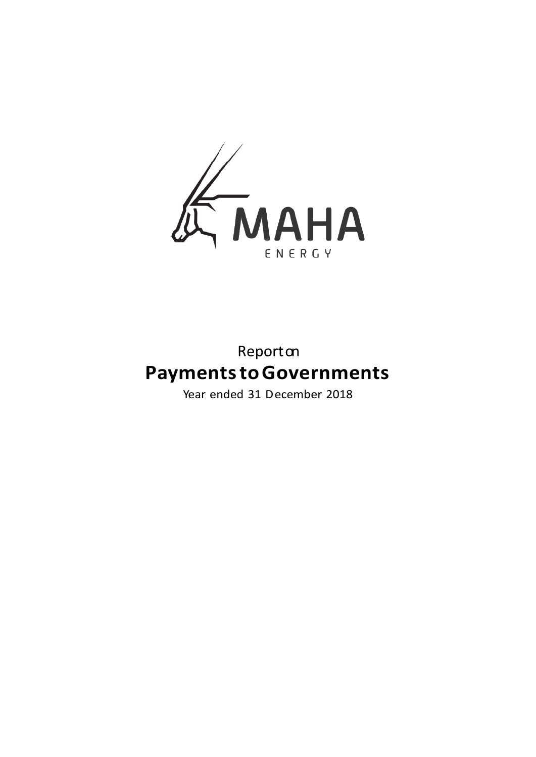MAHA

ENERGY

Report on

# Payments to Governments

Year ended 31 December 2018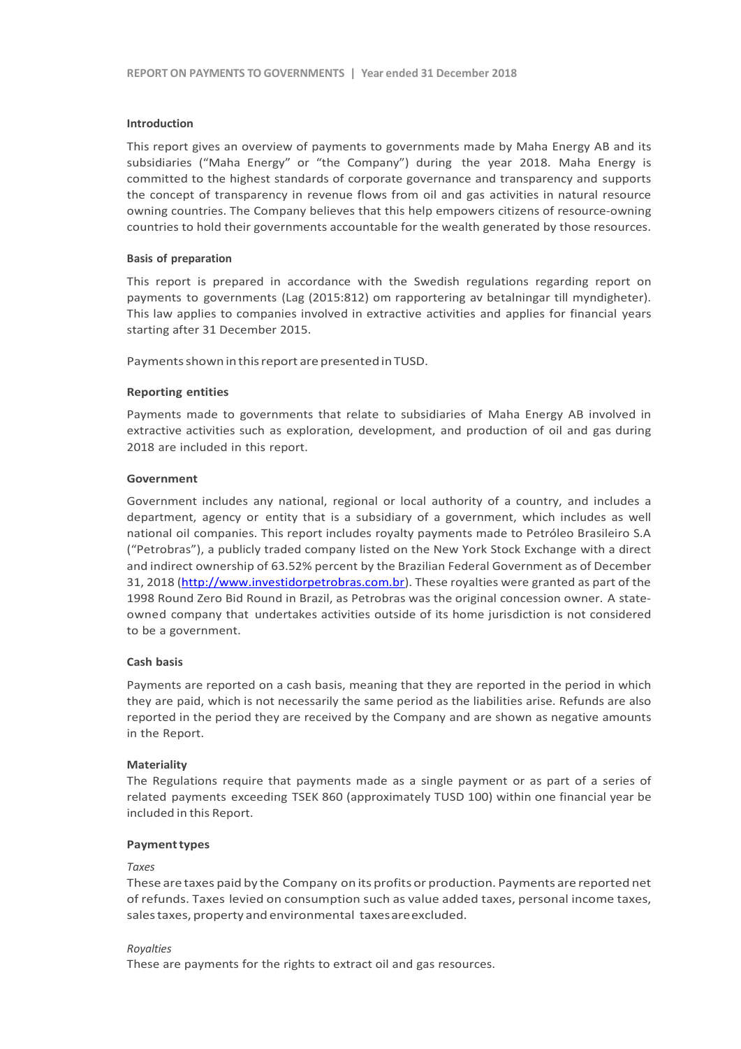## Introduction

This report gives an overview of payments to governments made by Maha Energy AB and its subsidiaries ("Maha Energy" or "the Company") during the year 2018. Maha Energy is committed to the highest standards of corporate governance and transparency and supports the concept of transparency in revenue flows from oil and gas activities in natural resource owning countries. The Company believes that this help empowers citizens of resource-owning countries to hold their governments accountable for the wealth generated by those resources.

## Basis of preparation

This report is prepared in accordance with the Swedish regulations regarding report on payments to governments (Lag (2015:812) om rapportering av betalningar till myndigheter). This law applies to companies involved in extractive activities and applies for financial years starting after 31 December 2015.

Payments shown in this report are presented in TUSD.

## Reporting entities

Payments made to governments that relate to subsidiaries of Maha Energy AB involved in extractive activities such as exploration, development, and production of oil and gas during 2018 are included in this report.

## Government

Government includes any national, regional or local authority of a country, and includes a department, agency or entity that is a subsidiary of a government, which includes as well national oil companies. This report includes royalty payments made to Petróleo Brasileiro S.A ("Petrobras"), a publicly traded company listed on the New York Stock Exchange with a direct and indirect ownership of 63.52% percent by the Brazilian Federal Government as of December 31, 2018 ([http://www.investidorpetrobras.com.br](http://www.investidorpetrobras.com.br)). These royalties were granted as part of the 1998 Round Zero Bid Round in Brazil, as Petrobras was the original concession owner. A state-owned company that undertakes activities outside of its home jurisdiction is not considered to be a government.

## Cash basis

Payments are reported on a cash basis, meaning that they are reported in the period in which they are paid, which is not necessarily the same period as the liabilities arise. Refunds are also reported in the period they are received by the Company and are shown as negative amounts in the Report.

## Materiality

The Regulations require that payments made as a single payment or as part of a series of related payments exceeding TSEK 860 (approximately TUSD 100) within one financial year be included in this Report.

## Payment types

*Taxes*

These are taxes paid by the Company on its profits or production. Payments are reported net of refunds. Taxes levied on consumption such as value added taxes, personal income taxes, sales taxes, property and environmental taxes are excluded.

*Royalties*

These are payments for the rights to extract oil and gas resources.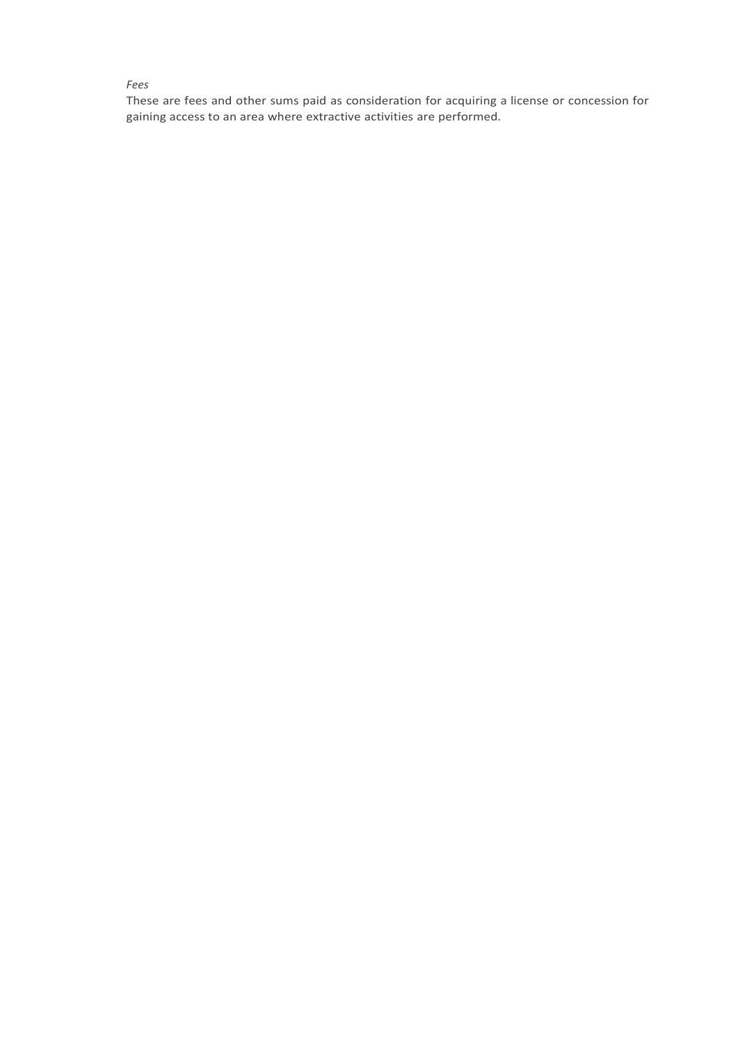*Fees*

These are fees and other sums paid as consideration for acquiring a license or concession for gaining access to an area where extractive activities are performed.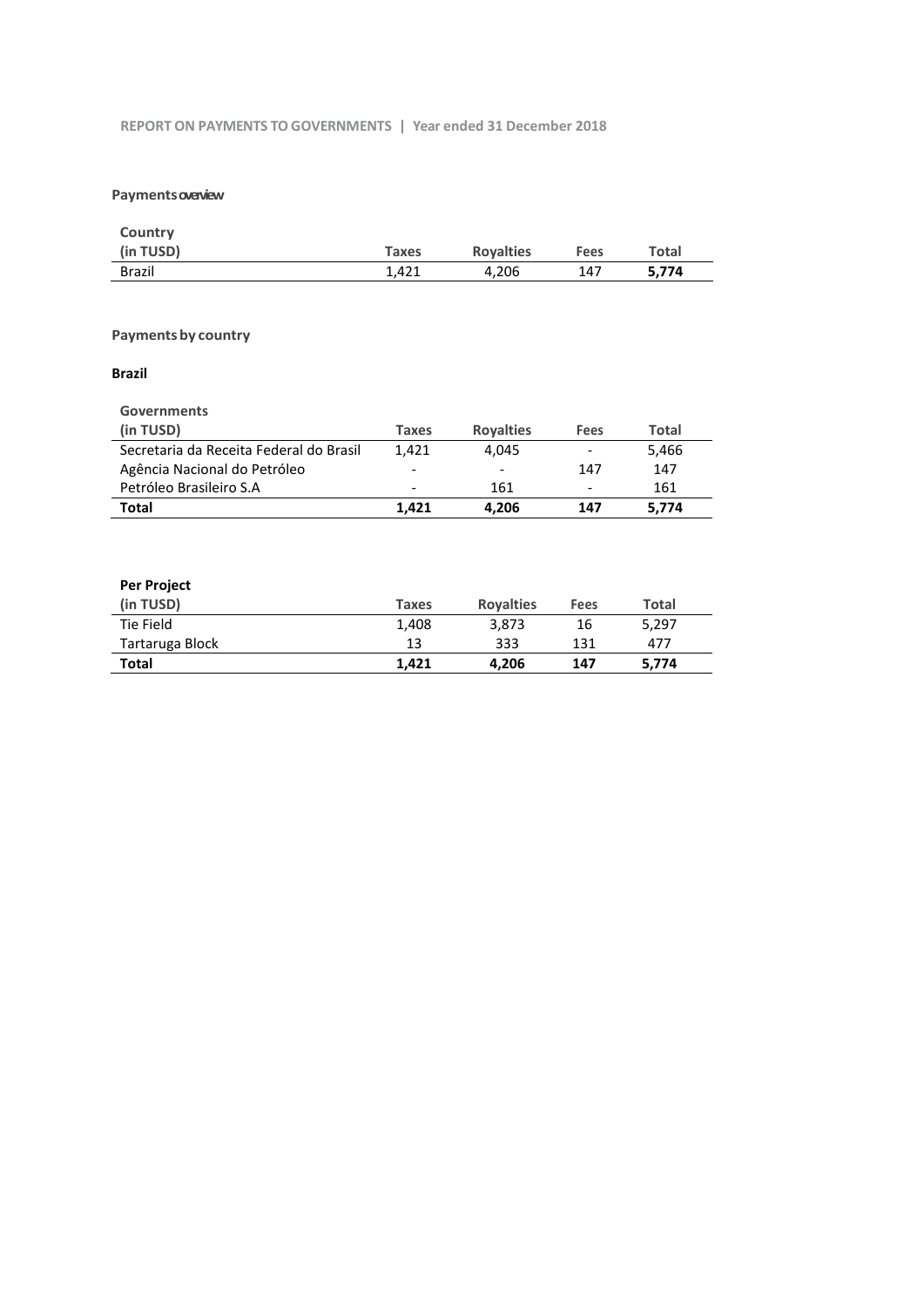REPORT ON PAYMENTS TO GOVERNMENTS | Year ended 31 December 2018

## Payments overview

| Country (in TUSD) | Taxes | Royalties | Fees | Total |
|---|---|---|---|---|
| Brazil | 1,421 | 4,206 | 147 | **5,774** |

## Payments by country

### Brazil

| Governments (in TUSD) | Taxes | Royalties | Fees | Total |
|---|---|---|---|---|
| Secretaria da Receita Federal do Brasil | 1,421 | 4,045 | - | 5,466 |
| Agência Nacional do Petróleo | - | - | 147 | 147 |
| Petróleo Brasileiro S.A | - | 161 | - | 161 |
| **Total** | **1,421** | **4,206** | **147** | **5,774** |

| Per Project (in TUSD) | Taxes | Royalties | Fees | Total |
|---|---|---|---|---|
| Tie Field | 1,408 | 3,873 | 16 | 5,297 |
| Tartaruga Block | 13 | 333 | 131 | 477 |
| **Total** | **1,421** | **4,206** | **147** | **5,774** |